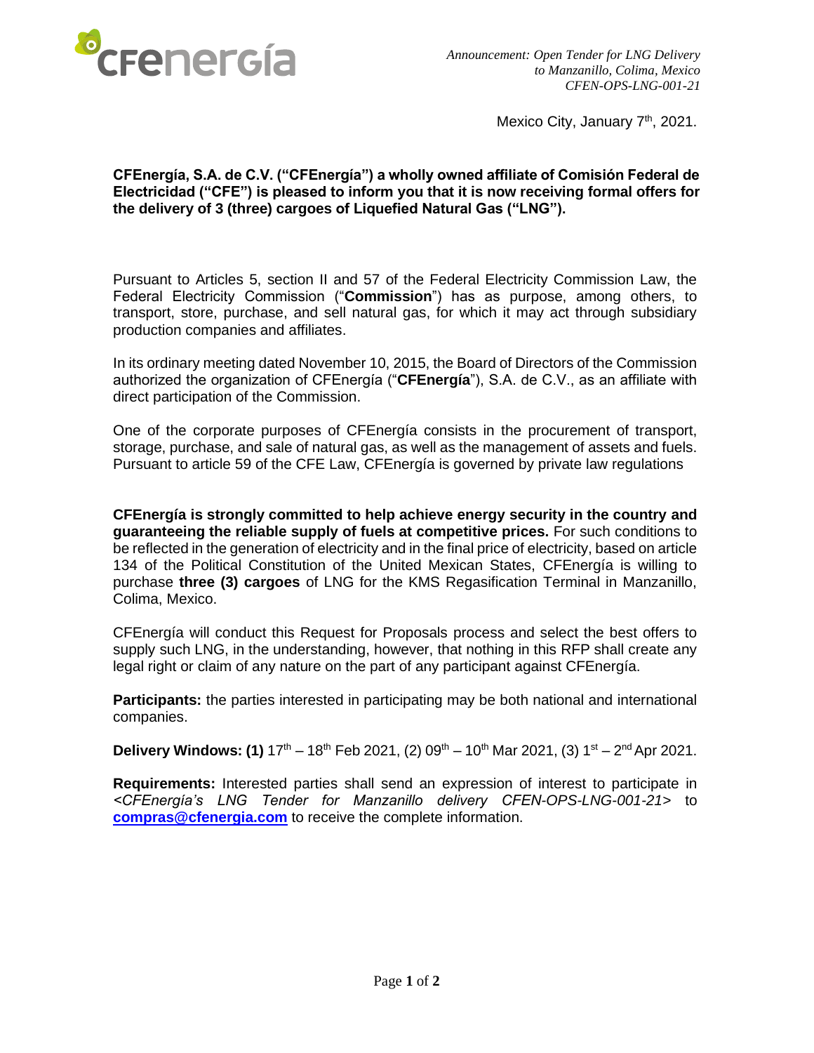*Announcement: Open Tender for LNG Delivery to Manzanillo, Colima, Mexico CFEN-OPS-LNG-001-21*

Mexico City, January 7th, 2021.

**CFEnergía, S.A. de C.V. ("CFEnergía") a wholly owned affiliate of Comisión Federal de Electricidad ("CFE") is pleased to inform you that it is now receiving formal offers for the delivery of 3 (three) cargoes of Liquefied Natural Gas ("LNG").**

Pursuant to Articles 5, section II and 57 of the Federal Electricity Commission Law, the Federal Electricity Commission ("**Commission**") has as purpose, among others, to transport, store, purchase, and sell natural gas, for which it may act through subsidiary production companies and affiliates.

In its ordinary meeting dated November 10, 2015, the Board of Directors of the Commission authorized the organization of CFEnergía ("**CFEnergía**"), S.A. de C.V., as an affiliate with direct participation of the Commission.

One of the corporate purposes of CFEnergía consists in the procurement of transport, storage, purchase, and sale of natural gas, as well as the management of assets and fuels. Pursuant to article 59 of the CFE Law, CFEnergía is governed by private law regulations

**CFEnergía is strongly committed to help achieve energy security in the country and guaranteeing the reliable supply of fuels at competitive prices.** For such conditions to be reflected in the generation of electricity and in the final price of electricity, based on article 134 of the Political Constitution of the United Mexican States, CFEnergía is willing to purchase **three (3) cargoes** of LNG for the KMS Regasification Terminal in Manzanillo, Colima, Mexico.

CFEnergía will conduct this Request for Proposals process and select the best offers to supply such LNG, in the understanding, however, that nothing in this RFP shall create any legal right or claim of any nature on the part of any participant against CFEnergía.

**Participants:** the parties interested in participating may be both national and international companies.

**Delivery Windows: (1)** 17th – 18th Feb 2021, (2) 09th – 10th Mar 2021, (3) 1st – 2nd Apr 2021.

**Requirements:** Interested parties shall send an expression of interest to participate in *<CFEnergía's LNG Tender for Manzanillo delivery CFEN-OPS-LNG-001-21>* to **compras@cfenergia.com** to receive the complete information.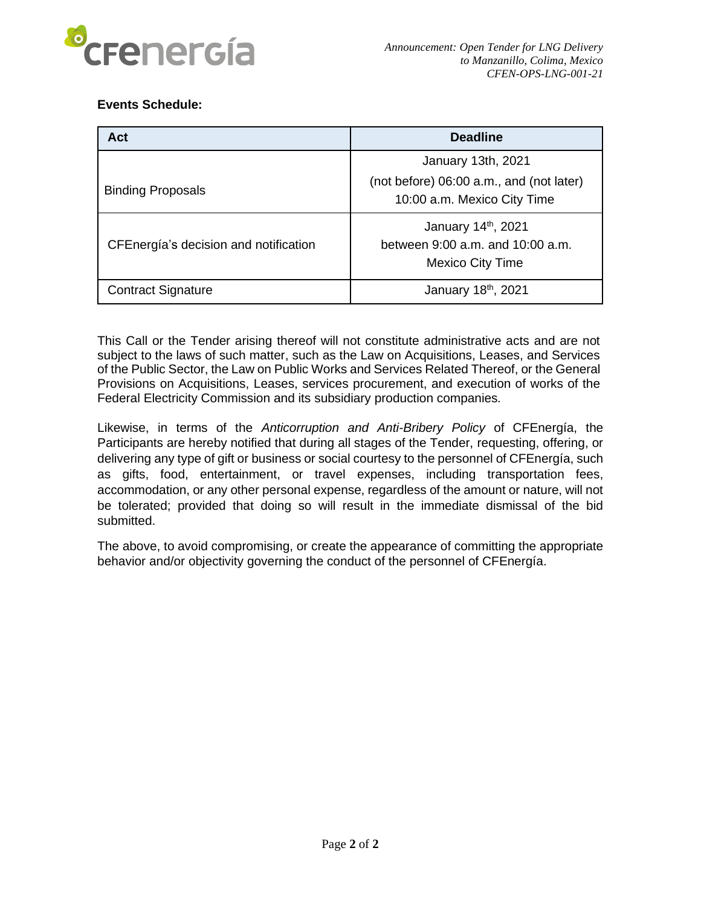**Events Schedule:**

| Act | Deadline |
|---|---|
| Binding Proposals | January 13th, 2021<br>(not before) 06:00 a.m., and (not later) 10:00 a.m. Mexico City Time |
| CFEnergía's decision and notification | January 14th, 2021<br>between 9:00 a.m. and 10:00 a.m.<br>Mexico City Time |
| Contract Signature | January 18th, 2021 |

This Call or the Tender arising thereof will not constitute administrative acts and are not subject to the laws of such matter, such as the Law on Acquisitions, Leases, and Services of the Public Sector, the Law on Public Works and Services Related Thereof, or the General Provisions on Acquisitions, Leases, services procurement, and execution of works of the Federal Electricity Commission and its subsidiary production companies.

Likewise, in terms of the *Anticorruption and Anti-Bribery Policy* of CFEnergía, the Participants are hereby notified that during all stages of the Tender, requesting, offering, or delivering any type of gift or business or social courtesy to the personnel of CFEnergía, such as gifts, food, entertainment, or travel expenses, including transportation fees, accommodation, or any other personal expense, regardless of the amount or nature, will not be tolerated; provided that doing so will result in the immediate dismissal of the bid submitted.

The above, to avoid compromising, or create the appearance of committing the appropriate behavior and/or objectivity governing the conduct of the personnel of CFEnergía.